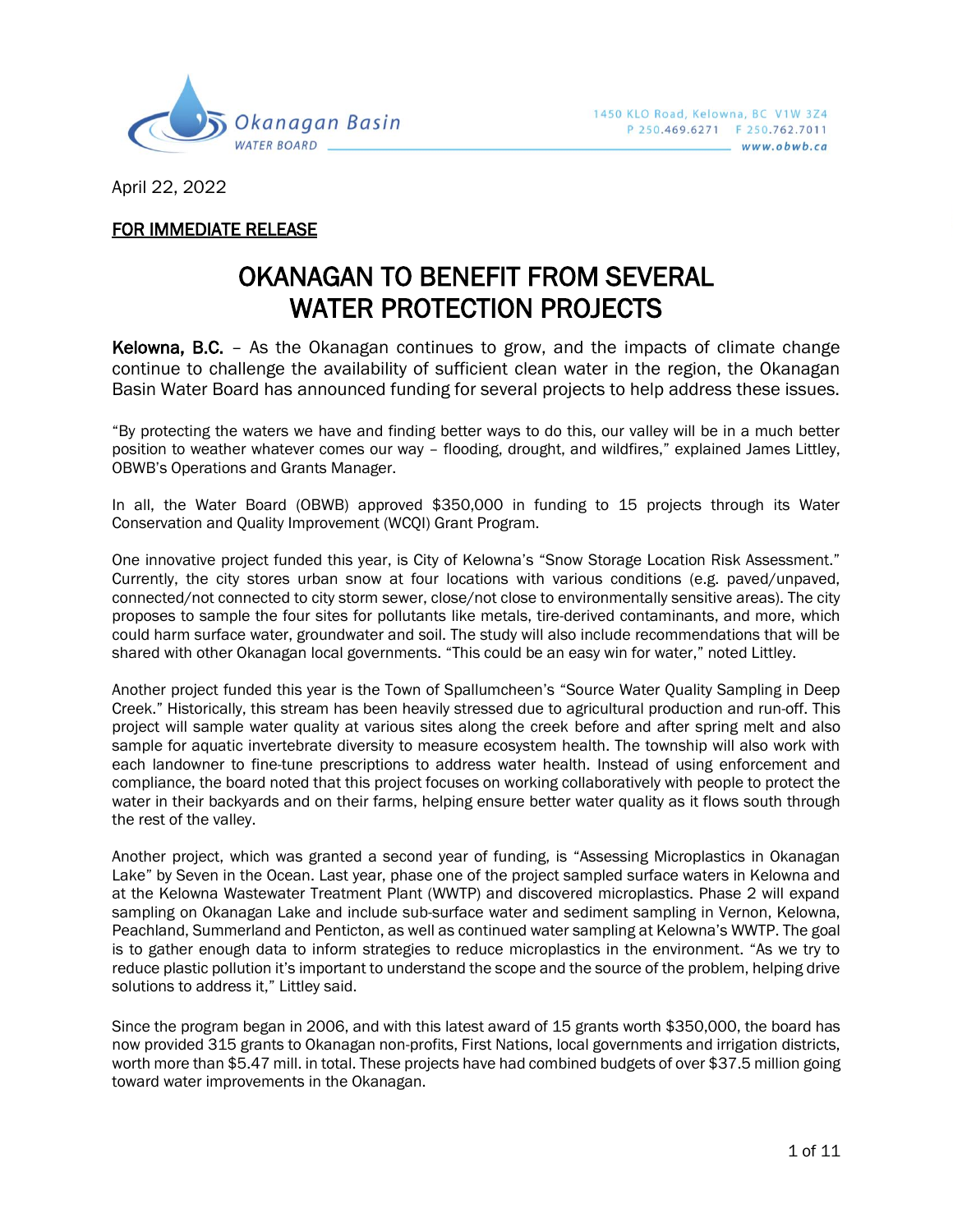Okanagan Basin WATER BOARD

1450 KLO Road, Kelowna, BC V1W 3Z4
P 250.469.6271 F 250.762.7011
www.obwb.ca

April 22, 2022

**FOR IMMEDIATE RELEASE**

# OKANAGAN TO BENEFIT FROM SEVERAL WATER PROTECTION PROJECTS

**Kelowna, B.C.** – As the Okanagan continues to grow, and the impacts of climate change continue to challenge the availability of sufficient clean water in the region, the Okanagan Basin Water Board has announced funding for several projects to help address these issues.

"By protecting the waters we have and finding better ways to do this, our valley will be in a much better position to weather whatever comes our way – flooding, drought, and wildfires," explained James Littley, OBWB's Operations and Grants Manager.

In all, the Water Board (OBWB) approved $350,000 in funding to 15 projects through its Water Conservation and Quality Improvement (WCQI) Grant Program.

One innovative project funded this year, is City of Kelowna's "Snow Storage Location Risk Assessment." Currently, the city stores urban snow at four locations with various conditions (e.g. paved/unpaved, connected/not connected to city storm sewer, close/not close to environmentally sensitive areas). The city proposes to sample the four sites for pollutants like metals, tire-derived contaminants, and more, which could harm surface water, groundwater and soil. The study will also include recommendations that will be shared with other Okanagan local governments. "This could be an easy win for water," noted Littley.

Another project funded this year is the Town of Spallumcheen's "Source Water Quality Sampling in Deep Creek." Historically, this stream has been heavily stressed due to agricultural production and run-off. This project will sample water quality at various sites along the creek before and after spring melt and also sample for aquatic invertebrate diversity to measure ecosystem health. The township will also work with each landowner to fine-tune prescriptions to address water health. Instead of using enforcement and compliance, the board noted that this project focuses on working collaboratively with people to protect the water in their backyards and on their farms, helping ensure better water quality as it flows south through the rest of the valley.

Another project, which was granted a second year of funding, is "Assessing Microplastics in Okanagan Lake" by Seven in the Ocean. Last year, phase one of the project sampled surface waters in Kelowna and at the Kelowna Wastewater Treatment Plant (WWTP) and discovered microplastics. Phase 2 will expand sampling on Okanagan Lake and include sub-surface water and sediment sampling in Vernon, Kelowna, Peachland, Summerland and Penticton, as well as continued water sampling at Kelowna's WWTP. The goal is to gather enough data to inform strategies to reduce microplastics in the environment. "As we try to reduce plastic pollution it's important to understand the scope and the source of the problem, helping drive solutions to address it," Littley said.

Since the program began in 2006, and with this latest award of 15 grants worth $350,000, the board has now provided 315 grants to Okanagan non-profits, First Nations, local governments and irrigation districts, worth more than $5.47 mill. in total. These projects have had combined budgets of over $37.5 million going toward water improvements in the Okanagan.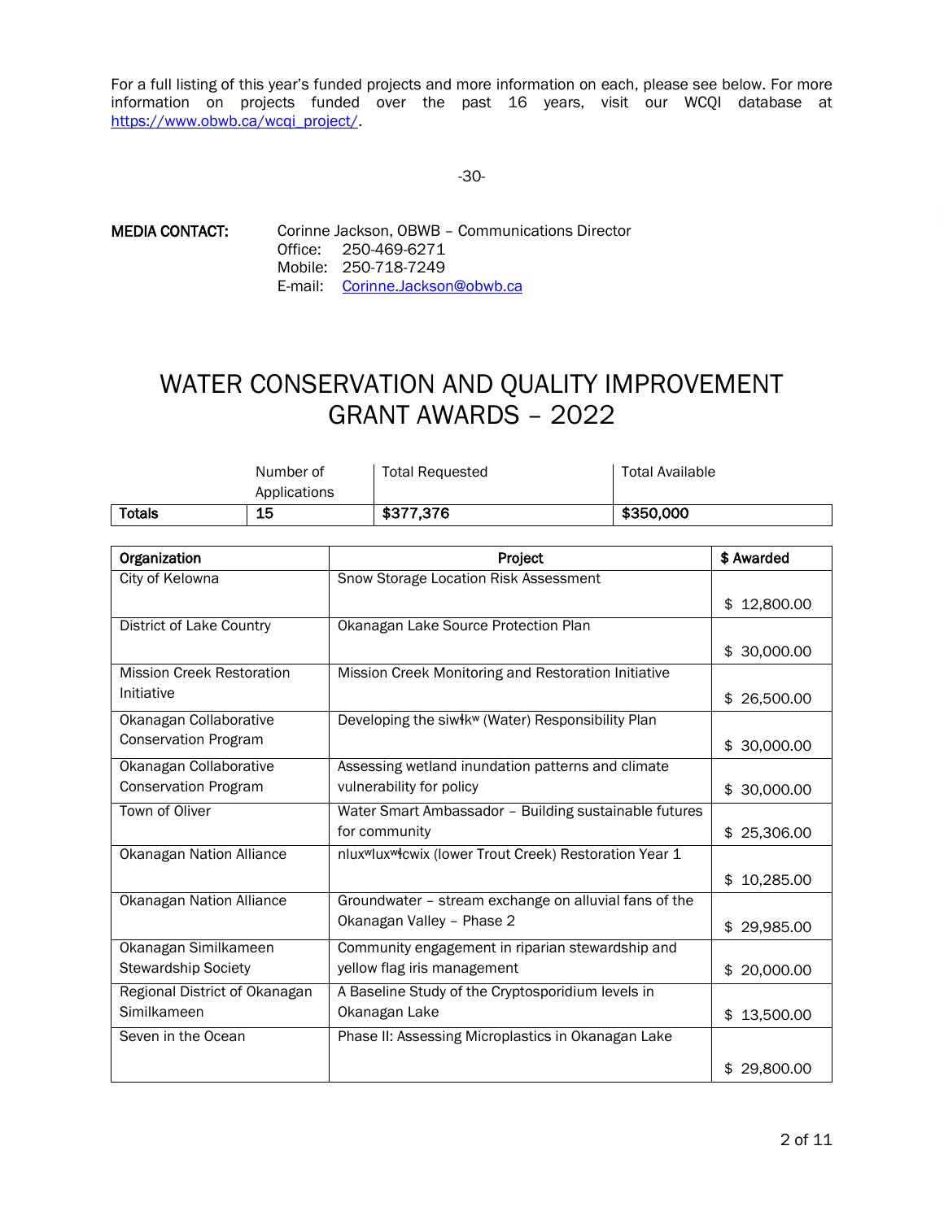For a full listing of this year's funded projects and more information on each, please see below. For more information on projects funded over the past 16 years, visit our WCQI database at https://www.obwb.ca/wcqi_project/.

-30-

**MEDIA CONTACT:** Corinne Jackson, OBWB – Communications Director
Office: 250-469-6271
Mobile: 250-718-7249
E-mail: Corinne.Jackson@obwb.ca

# WATER CONSERVATION AND QUALITY IMPROVEMENT GRANT AWARDS – 2022

| | Number of Applications | Total Requested | Total Available |
|---|---|---|---|
| **Totals** | **15** | **$377,376** | **$350,000** |

| Organization | Project | $ Awarded |
|---|---|---|
| City of Kelowna | Snow Storage Location Risk Assessment | $ 12,800.00 |
| District of Lake Country | Okanagan Lake Source Protection Plan | $ 30,000.00 |
| Mission Creek Restoration Initiative | Mission Creek Monitoring and Restoration Initiative | $ 26,500.00 |
| Okanagan Collaborative Conservation Program | Developing the siwɬkʷ (Water) Responsibility Plan | $ 30,000.00 |
| Okanagan Collaborative Conservation Program | Assessing wetland inundation patterns and climate vulnerability for policy | $ 30,000.00 |
| Town of Oliver | Water Smart Ambassador – Building sustainable futures for community | $ 25,306.00 |
| Okanagan Nation Alliance | nluxʷluxʷɬcwix (lower Trout Creek) Restoration Year 1 | $ 10,285.00 |
| Okanagan Nation Alliance | Groundwater – stream exchange on alluvial fans of the Okanagan Valley – Phase 2 | $ 29,985.00 |
| Okanagan Similkameen Stewardship Society | Community engagement in riparian stewardship and yellow flag iris management | $ 20,000.00 |
| Regional District of Okanagan Similkameen | A Baseline Study of the Cryptosporidium levels in Okanagan Lake | $ 13,500.00 |
| Seven in the Ocean | Phase II: Assessing Microplastics in Okanagan Lake | $ 29,800.00 |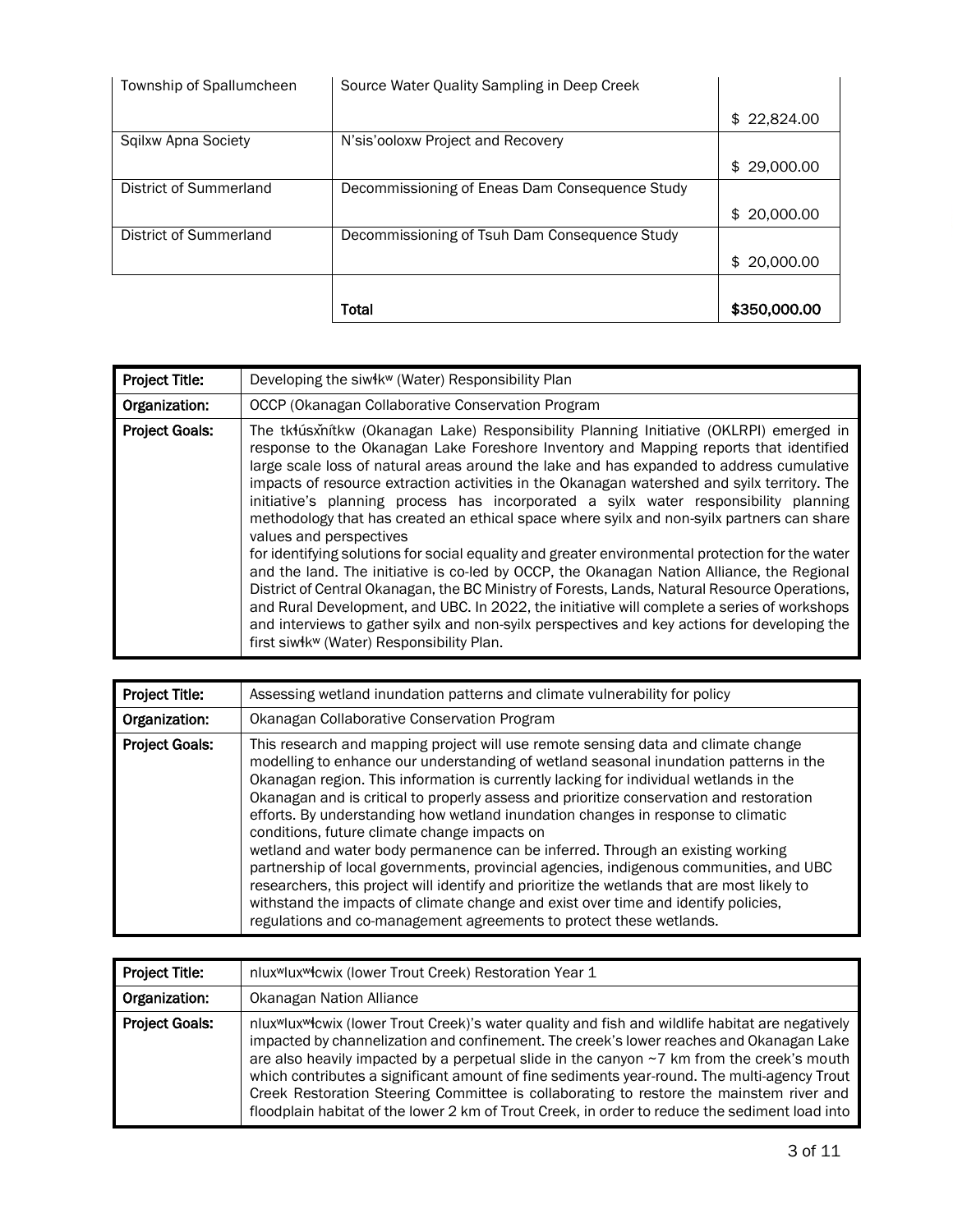| | | |
|---|---|---|
| Township of Spallumcheen | Source Water Quality Sampling in Deep Creek | $ 22,824.00 |
| Sqilxw Apna Society | N'sis'ooloxw Project and Recovery | $ 29,000.00 |
| District of Summerland | Decommissioning of Eneas Dam Consequence Study | $ 20,000.00 |
| District of Summerland | Decommissioning of Tsuh Dam Consequence Study | $ 20,000.00 |
| | **Total** | **$350,000.00** |

| | |
|---|---|
| **Project Title:** | Developing the siwɬkʷ (Water) Responsibility Plan |
| **Organization:** | OCCP (Okanagan Collaborative Conservation Program |
| **Project Goals:** | The tkɬúsx̌nítkw (Okanagan Lake) Responsibility Planning Initiative (OKLRPI) emerged in response to the Okanagan Lake Foreshore Inventory and Mapping reports that identified large scale loss of natural areas around the lake and has expanded to address cumulative impacts of resource extraction activities in the Okanagan watershed and syilx territory. The initiative's planning process has incorporated a syilx water responsibility planning methodology that has created an ethical space where syilx and non-syilx partners can share values and perspectives for identifying solutions for social equality and greater environmental protection for the water and the land. The initiative is co-led by OCCP, the Okanagan Nation Alliance, the Regional District of Central Okanagan, the BC Ministry of Forests, Lands, Natural Resource Operations, and Rural Development, and UBC. In 2022, the initiative will complete a series of workshops and interviews to gather syilx and non-syilx perspectives and key actions for developing the first siwɬkʷ (Water) Responsibility Plan. |

| | |
|---|---|
| **Project Title:** | Assessing wetland inundation patterns and climate vulnerability for policy |
| **Organization:** | Okanagan Collaborative Conservation Program |
| **Project Goals:** | This research and mapping project will use remote sensing data and climate change modelling to enhance our understanding of wetland seasonal inundation patterns in the Okanagan region. This information is currently lacking for individual wetlands in the Okanagan and is critical to properly assess and prioritize conservation and restoration efforts. By understanding how wetland inundation changes in response to climatic conditions, future climate change impacts on wetland and water body permanence can be inferred. Through an existing working partnership of local governments, provincial agencies, indigenous communities, and UBC researchers, this project will identify and prioritize the wetlands that are most likely to withstand the impacts of climate change and exist over time and identify policies, regulations and co-management agreements to protect these wetlands. |

| | |
|---|---|
| **Project Title:** | nluxʷluxʷɬcwix (lower Trout Creek) Restoration Year 1 |
| **Organization:** | Okanagan Nation Alliance |
| **Project Goals:** | nluxʷluxʷɬcwix (lower Trout Creek)'s water quality and fish and wildlife habitat are negatively impacted by channelization and confinement. The creek's lower reaches and Okanagan Lake are also heavily impacted by a perpetual slide in the canyon ~7 km from the creek's mouth which contributes a significant amount of fine sediments year-round. The multi-agency Trout Creek Restoration Steering Committee is collaborating to restore the mainstem river and floodplain habitat of the lower 2 km of Trout Creek, in order to reduce the sediment load into |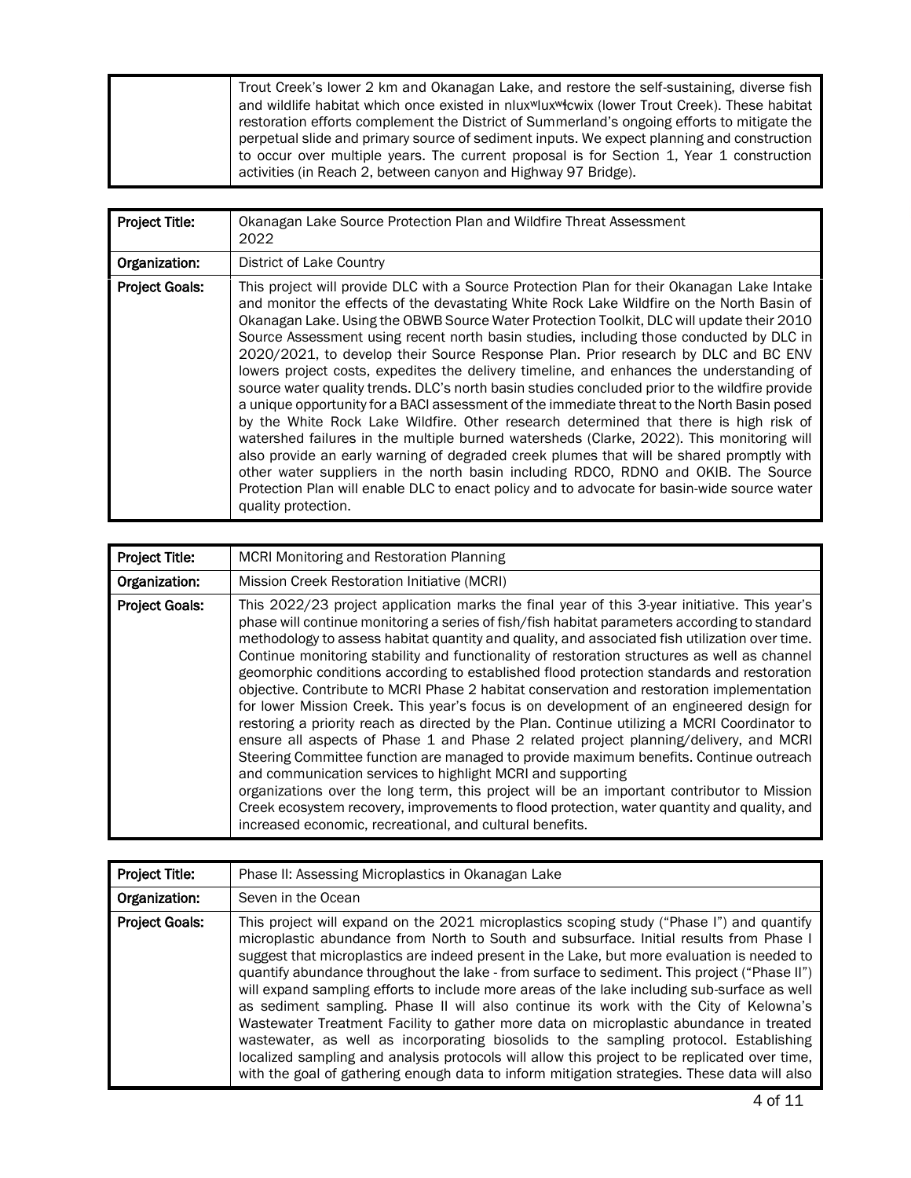| | |
|---|---|
| | Trout Creek's lower 2 km and Okanagan Lake, and restore the self-sustaining, diverse fish and wildlife habitat which once existed in nlux<sup>w</sup>lux<sup>w</sup>ɬcwix (lower Trout Creek). These habitat restoration efforts complement the District of Summerland's ongoing efforts to mitigate the perpetual slide and primary source of sediment inputs. We expect planning and construction to occur over multiple years. The current proposal is for Section 1, Year 1 construction activities (in Reach 2, between canyon and Highway 97 Bridge). |

| | |
|---|---|
| **Project Title:** | Okanagan Lake Source Protection Plan and Wildfire Threat Assessment 2022 |
| **Organization:** | District of Lake Country |
| **Project Goals:** | This project will provide DLC with a Source Protection Plan for their Okanagan Lake Intake and monitor the effects of the devastating White Rock Lake Wildfire on the North Basin of Okanagan Lake. Using the OBWB Source Water Protection Toolkit, DLC will update their 2010 Source Assessment using recent north basin studies, including those conducted by DLC in 2020/2021, to develop their Source Response Plan. Prior research by DLC and BC ENV lowers project costs, expedites the delivery timeline, and enhances the understanding of source water quality trends. DLC's north basin studies concluded prior to the wildfire provide a unique opportunity for a BACI assessment of the immediate threat to the North Basin posed by the White Rock Lake Wildfire. Other research determined that there is high risk of watershed failures in the multiple burned watersheds (Clarke, 2022). This monitoring will also provide an early warning of degraded creek plumes that will be shared promptly with other water suppliers in the north basin including RDCO, RDNO and OKIB. The Source Protection Plan will enable DLC to enact policy and to advocate for basin-wide source water quality protection. |

| | |
|---|---|
| **Project Title:** | MCRI Monitoring and Restoration Planning |
| **Organization:** | Mission Creek Restoration Initiative (MCRI) |
| **Project Goals:** | This 2022/23 project application marks the final year of this 3-year initiative. This year's phase will continue monitoring a series of fish/fish habitat parameters according to standard methodology to assess habitat quantity and quality, and associated fish utilization over time. Continue monitoring stability and functionality of restoration structures as well as channel geomorphic conditions according to established flood protection standards and restoration objective. Contribute to MCRI Phase 2 habitat conservation and restoration implementation for lower Mission Creek. This year's focus is on development of an engineered design for restoring a priority reach as directed by the Plan. Continue utilizing a MCRI Coordinator to ensure all aspects of Phase 1 and Phase 2 related project planning/delivery, and MCRI Steering Committee function are managed to provide maximum benefits. Continue outreach and communication services to highlight MCRI and supporting organizations over the long term, this project will be an important contributor to Mission Creek ecosystem recovery, improvements to flood protection, water quantity and quality, and increased economic, recreational, and cultural benefits. |

| | |
|---|---|
| **Project Title:** | Phase II: Assessing Microplastics in Okanagan Lake |
| **Organization:** | Seven in the Ocean |
| **Project Goals:** | This project will expand on the 2021 microplastics scoping study ("Phase I") and quantify microplastic abundance from North to South and subsurface. Initial results from Phase I suggest that microplastics are indeed present in the Lake, but more evaluation is needed to quantify abundance throughout the lake - from surface to sediment. This project ("Phase II") will expand sampling efforts to include more areas of the lake including sub-surface as well as sediment sampling. Phase II will also continue its work with the City of Kelowna's Wastewater Treatment Facility to gather more data on microplastic abundance in treated wastewater, as well as incorporating biosolids to the sampling protocol. Establishing localized sampling and analysis protocols will allow this project to be replicated over time, with the goal of gathering enough data to inform mitigation strategies. These data will also |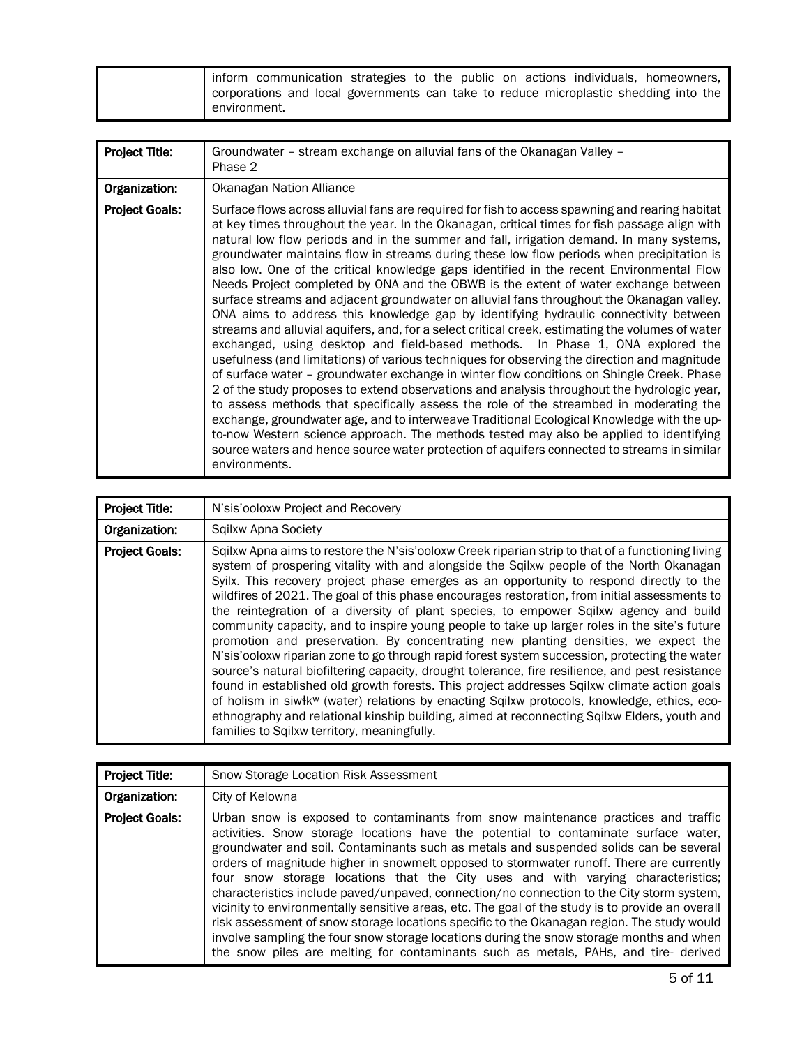| | |
|---|---|
| | inform communication strategies to the public on actions individuals, homeowners, corporations and local governments can take to reduce microplastic shedding into the environment. |

| | |
|---|---|
| **Project Title:** | Groundwater – stream exchange on alluvial fans of the Okanagan Valley – Phase 2 |
| **Organization:** | Okanagan Nation Alliance |
| **Project Goals:** | Surface flows across alluvial fans are required for fish to access spawning and rearing habitat at key times throughout the year. In the Okanagan, critical times for fish passage align with natural low flow periods and in the summer and fall, irrigation demand. In many systems, groundwater maintains flow in streams during these low flow periods when precipitation is also low. One of the critical knowledge gaps identified in the recent Environmental Flow Needs Project completed by ONA and the OBWB is the extent of water exchange between surface streams and adjacent groundwater on alluvial fans throughout the Okanagan valley. ONA aims to address this knowledge gap by identifying hydraulic connectivity between streams and alluvial aquifers, and, for a select critical creek, estimating the volumes of water exchanged, using desktop and field-based methods. In Phase 1, ONA explored the usefulness (and limitations) of various techniques for observing the direction and magnitude of surface water – groundwater exchange in winter flow conditions on Shingle Creek. Phase 2 of the study proposes to extend observations and analysis throughout the hydrologic year, to assess methods that specifically assess the role of the streambed in moderating the exchange, groundwater age, and to interweave Traditional Ecological Knowledge with the up-to-now Western science approach. The methods tested may also be applied to identifying source waters and hence source water protection of aquifers connected to streams in similar environments. |

| | |
|---|---|
| **Project Title:** | N'sis'ooloxw Project and Recovery |
| **Organization:** | Sqilxw Apna Society |
| **Project Goals:** | Sqilxw Apna aims to restore the N'sis'ooloxw Creek riparian strip to that of a functioning living system of prospering vitality with and alongside the Sqilxw people of the North Okanagan Syilx. This recovery project phase emerges as an opportunity to respond directly to the wildfires of 2021. The goal of this phase encourages restoration, from initial assessments to the reintegration of a diversity of plant species, to empower Sqilxw agency and build community capacity, and to inspire young people to take up larger roles in the site's future promotion and preservation. By concentrating new planting densities, we expect the N'sis'ooloxw riparian zone to go through rapid forest system succession, protecting the water source's natural biofiltering capacity, drought tolerance, fire resilience, and pest resistance found in established old growth forests. This project addresses Sqilxw climate action goals of holism in siwɬkʷ (water) relations by enacting Sqilxw protocols, knowledge, ethics, eco-ethnography and relational kinship building, aimed at reconnecting Sqilxw Elders, youth and families to Sqilxw territory, meaningfully. |

| | |
|---|---|
| **Project Title:** | Snow Storage Location Risk Assessment |
| **Organization:** | City of Kelowna |
| **Project Goals:** | Urban snow is exposed to contaminants from snow maintenance practices and traffic activities. Snow storage locations have the potential to contaminate surface water, groundwater and soil. Contaminants such as metals and suspended solids can be several orders of magnitude higher in snowmelt opposed to stormwater runoff. There are currently four snow storage locations that the City uses and with varying characteristics; characteristics include paved/unpaved, connection/no connection to the City storm system, vicinity to environmentally sensitive areas, etc. The goal of the study is to provide an overall risk assessment of snow storage locations specific to the Okanagan region. The study would involve sampling the four snow storage locations during the snow storage months and when the snow piles are melting for contaminants such as metals, PAHs, and tire- derived |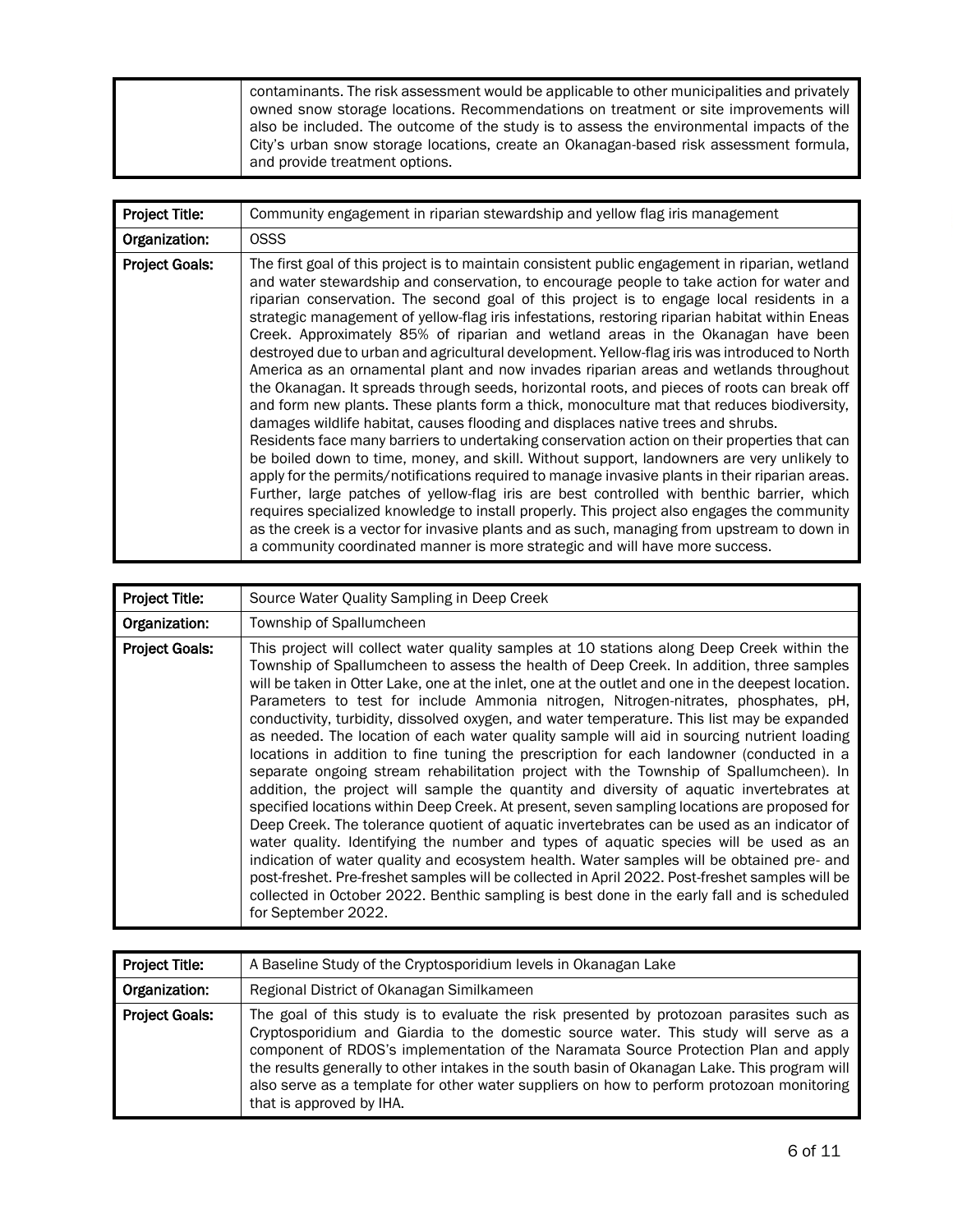|  | contaminants. The risk assessment would be applicable to other municipalities and privately owned snow storage locations. Recommendations on treatment or site improvements will also be included. The outcome of the study is to assess the environmental impacts of the City's urban snow storage locations, create an Okanagan-based risk assessment formula, and provide treatment options. |
|---|---|

| **Project Title:** | Community engagement in riparian stewardship and yellow flag iris management |
|---|---|
| **Organization:** | OSSS |
| **Project Goals:** | The first goal of this project is to maintain consistent public engagement in riparian, wetland and water stewardship and conservation, to encourage people to take action for water and riparian conservation. The second goal of this project is to engage local residents in a strategic management of yellow-flag iris infestations, restoring riparian habitat within Eneas Creek. Approximately 85% of riparian and wetland areas in the Okanagan have been destroyed due to urban and agricultural development. Yellow-flag iris was introduced to North America as an ornamental plant and now invades riparian areas and wetlands throughout the Okanagan. It spreads through seeds, horizontal roots, and pieces of roots can break off and form new plants. These plants form a thick, monoculture mat that reduces biodiversity, damages wildlife habitat, causes flooding and displaces native trees and shrubs.<br>Residents face many barriers to undertaking conservation action on their properties that can be boiled down to time, money, and skill. Without support, landowners are very unlikely to apply for the permits/notifications required to manage invasive plants in their riparian areas. Further, large patches of yellow-flag iris are best controlled with benthic barrier, which requires specialized knowledge to install properly. This project also engages the community as the creek is a vector for invasive plants and as such, managing from upstream to down in a community coordinated manner is more strategic and will have more success. |

| **Project Title:** | Source Water Quality Sampling in Deep Creek |
|---|---|
| **Organization:** | Township of Spallumcheen |
| **Project Goals:** | This project will collect water quality samples at 10 stations along Deep Creek within the Township of Spallumcheen to assess the health of Deep Creek. In addition, three samples will be taken in Otter Lake, one at the inlet, one at the outlet and one in the deepest location. Parameters to test for include Ammonia nitrogen, Nitrogen-nitrates, phosphates, pH, conductivity, turbidity, dissolved oxygen, and water temperature. This list may be expanded as needed. The location of each water quality sample will aid in sourcing nutrient loading locations in addition to fine tuning the prescription for each landowner (conducted in a separate ongoing stream rehabilitation project with the Township of Spallumcheen). In addition, the project will sample the quantity and diversity of aquatic invertebrates at specified locations within Deep Creek. At present, seven sampling locations are proposed for Deep Creek. The tolerance quotient of aquatic invertebrates can be used as an indicator of water quality. Identifying the number and types of aquatic species will be used as an indication of water quality and ecosystem health. Water samples will be obtained pre- and post-freshet. Pre-freshet samples will be collected in April 2022. Post-freshet samples will be collected in October 2022. Benthic sampling is best done in the early fall and is scheduled for September 2022. |

| **Project Title:** | A Baseline Study of the Cryptosporidium levels in Okanagan Lake |
|---|---|
| **Organization:** | Regional District of Okanagan Similkameen |
| **Project Goals:** | The goal of this study is to evaluate the risk presented by protozoan parasites such as Cryptosporidium and Giardia to the domestic source water. This study will serve as a component of RDOS's implementation of the Naramata Source Protection Plan and apply the results generally to other intakes in the south basin of Okanagan Lake. This program will also serve as a template for other water suppliers on how to perform protozoan monitoring that is approved by IHA. |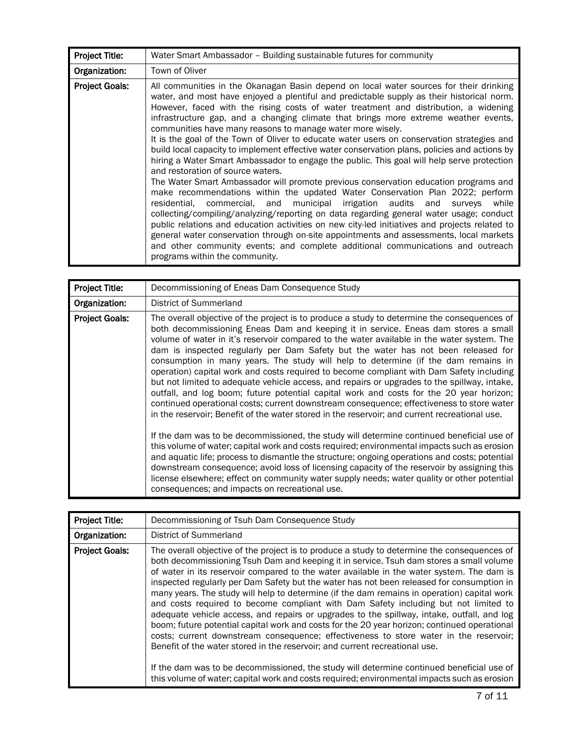| Project Title: | Water Smart Ambassador – Building sustainable futures for community |
|---|---|
| Organization: | Town of Oliver |
| Project Goals: | All communities in the Okanagan Basin depend on local water sources for their drinking water, and most have enjoyed a plentiful and predictable supply as their historical norm. However, faced with the rising costs of water treatment and distribution, a widening infrastructure gap, and a changing climate that brings more extreme weather events, communities have many reasons to manage water more wisely.<br>It is the goal of the Town of Oliver to educate water users on conservation strategies and build local capacity to implement effective water conservation plans, policies and actions by hiring a Water Smart Ambassador to engage the public. This goal will help serve protection and restoration of source waters.<br>The Water Smart Ambassador will promote previous conservation education programs and make recommendations within the updated Water Conservation Plan 2022; perform residential, commercial, and municipal irrigation audits and surveys while collecting/compiling/analyzing/reporting on data regarding general water usage; conduct public relations and education activities on new city-led initiatives and projects related to general water conservation through on-site appointments and assessments, local markets and other community events; and complete additional communications and outreach programs within the community. |

| Project Title: | Decommissioning of Eneas Dam Consequence Study |
|---|---|
| Organization: | District of Summerland |
| Project Goals: | The overall objective of the project is to produce a study to determine the consequences of both decommissioning Eneas Dam and keeping it in service. Eneas dam stores a small volume of water in it's reservoir compared to the water available in the water system. The dam is inspected regularly per Dam Safety but the water has not been released for consumption in many years. The study will help to determine (if the dam remains in operation) capital work and costs required to become compliant with Dam Safety including but not limited to adequate vehicle access, and repairs or upgrades to the spillway, intake, outfall, and log boom; future potential capital work and costs for the 20 year horizon; continued operational costs; current downstream consequence; effectiveness to store water in the reservoir; Benefit of the water stored in the reservoir; and current recreational use.<br><br>If the dam was to be decommissioned, the study will determine continued beneficial use of this volume of water; capital work and costs required; environmental impacts such as erosion and aquatic life; process to dismantle the structure; ongoing operations and costs; potential downstream consequence; avoid loss of licensing capacity of the reservoir by assigning this license elsewhere; effect on community water supply needs; water quality or other potential consequences; and impacts on recreational use. |

| Project Title: | Decommissioning of Tsuh Dam Consequence Study |
|---|---|
| Organization: | District of Summerland |
| Project Goals: | The overall objective of the project is to produce a study to determine the consequences of both decommissioning Tsuh Dam and keeping it in service. Tsuh dam stores a small volume of water in its reservoir compared to the water available in the water system. The dam is inspected regularly per Dam Safety but the water has not been released for consumption in many years. The study will help to determine (if the dam remains in operation) capital work and costs required to become compliant with Dam Safety including but not limited to adequate vehicle access, and repairs or upgrades to the spillway, intake, outfall, and log boom; future potential capital work and costs for the 20 year horizon; continued operational costs; current downstream consequence; effectiveness to store water in the reservoir; Benefit of the water stored in the reservoir; and current recreational use.<br><br>If the dam was to be decommissioned, the study will determine continued beneficial use of this volume of water; capital work and costs required; environmental impacts such as erosion |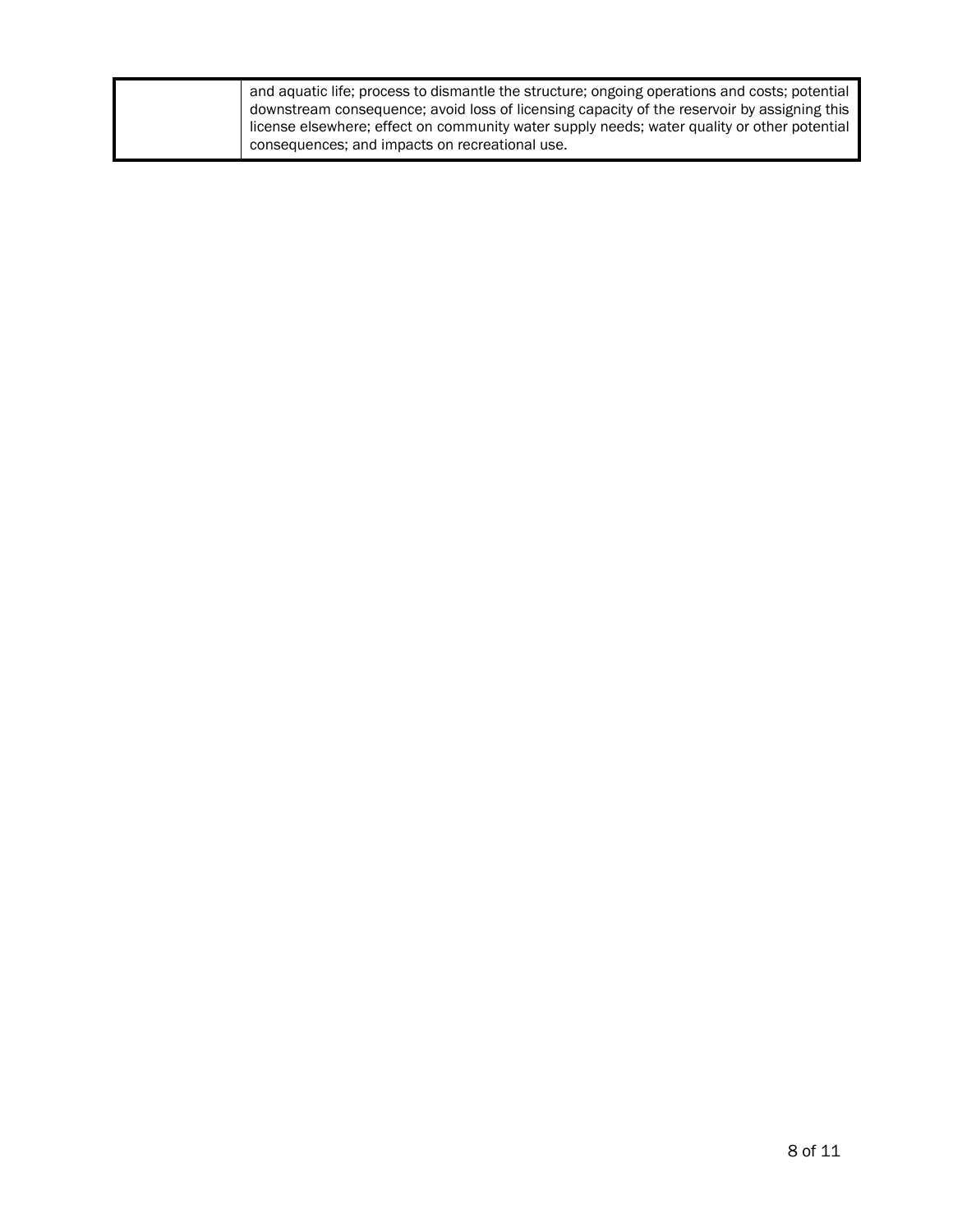| | |
|---|---|
| | and aquatic life; process to dismantle the structure; ongoing operations and costs; potential downstream consequence; avoid loss of licensing capacity of the reservoir by assigning this license elsewhere; effect on community water supply needs; water quality or other potential consequences; and impacts on recreational use. |